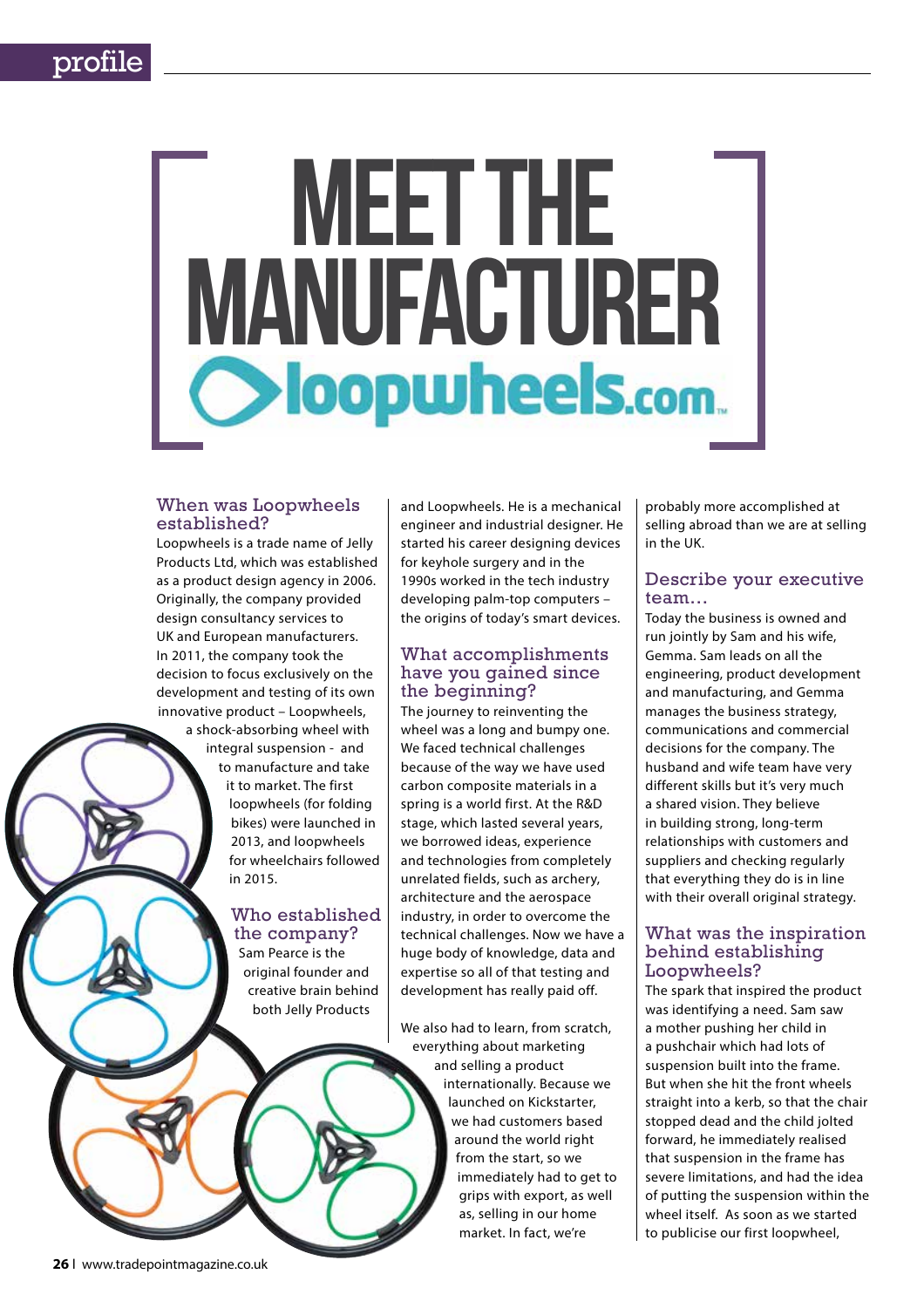# MEET THE MANUFACTURER

## loopwheels.com

### When was Loopwheels established?

Loopwheels is a trade name of Jelly Products Ltd, which was established as a product design agency in 2006. Originally, the company provided design consultancy services to UK and European manufacturers. In 2011, the company took the decision to focus exclusively on the development and testing of its own innovative product – Loopwheels, a shock-absorbing wheel with integral suspension - and to manufacture and take it to market. The first loopwheels (for folding bikes) were launched in 2013, and loopwheels for wheelchairs followed in 2015.

### Who established the company?

Sam Pearce is the original founder and creative brain behind both Jelly Products and Loopwheels. He is a mechanical engineer and industrial designer. He started his career designing devices for keyhole surgery and in the 1990s worked in the tech industry developing palm-top computers – the origins of today's smart devices.

### What accomplishments have you gained since the beginning?

The journey to reinventing the wheel was a long and bumpy one. We faced technical challenges because of the way we have used carbon composite materials in a spring is a world first. At the R&D stage, which lasted several years, we borrowed ideas, experience and technologies from completely unrelated fields, such as archery, architecture and the aerospace industry, in order to overcome the technical challenges. Now we have a huge body of knowledge, data and expertise so all of that testing and development has really paid off.

We also had to learn, from scratch, everything about marketing and selling a product internationally. Because we launched on Kickstarter, we had customers based around the world right from the start, so we immediately had to get to grips with export, as well as, selling in our home market. In fact, we're probably more accomplished at selling abroad than we are at selling in the UK.

### Describe your executive team…

Today the business is owned and run jointly by Sam and his wife, Gemma. Sam leads on all the engineering, product development and manufacturing, and Gemma manages the business strategy, communications and commercial decisions for the company. The husband and wife team have very different skills but it's very much a shared vision. They believe in building strong, long-term relationships with customers and suppliers and checking regularly that everything they do is in line with their overall original strategy.

### What was the inspiration behind establishing Loopwheels?

The spark that inspired the product was identifying a need. Sam saw a mother pushing her child in a pushchair which had lots of suspension built into the frame. But when she hit the front wheels straight into a kerb, so that the chair stopped dead and the child jolted forward, he immediately realised that suspension in the frame has severe limitations, and had the idea of putting the suspension within the wheel itself. As soon as we started to publicise our first loopwheel,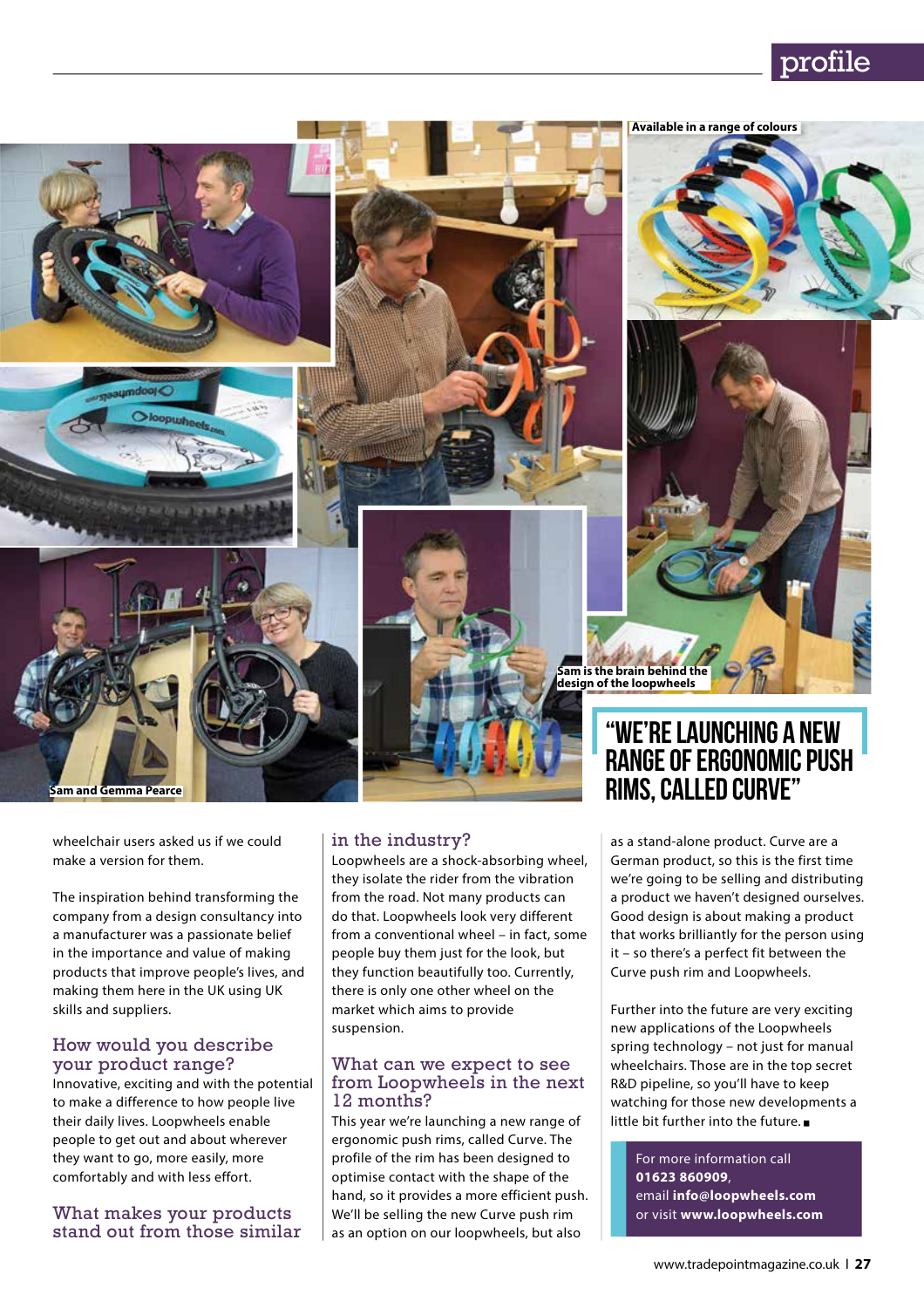Available in a range of colours

Sam is the brain behind the design of the loopwheels

Sam and Gemma Pearce

## "WE'RE LAUNCHING A NEW RANGE OF ERGONOMIC PUSH RIMS, CALLED CURVE"

wheelchair users asked us if we could make a version for them.

The inspiration behind transforming the company from a design consultancy into a manufacturer was a passionate belief in the importance and value of making products that improve people's lives, and making them here in the UK using UK skills and suppliers.

### How would you describe your product range?

Innovative, exciting and with the potential to make a difference to how people live their daily lives. Loopwheels enable people to get out and about wherever they want to go, more easily, more comfortably and with less effort.

### What makes your products stand out from those similar in the industry?

Loopwheels are a shock-absorbing wheel, they isolate the rider from the vibration from the road. Not many products can do that. Loopwheels look very different from a conventional wheel – in fact, some people buy them just for the look, but they function beautifully too. Currently, there is only one other wheel on the market which aims to provide suspension.

### What can we expect to see from Loopwheels in the next 12 months?

This year we're launching a new range of ergonomic push rims, called Curve. The profile of the rim has been designed to optimise contact with the shape of the hand, so it provides a more efficient push. We'll be selling the new Curve push rim as an option on our loopwheels, but also as a stand-alone product. Curve are a German product, so this is the first time we're going to be selling and distributing a product we haven't designed ourselves. Good design is about making a product that works brilliantly for the person using it – so there's a perfect fit between the Curve push rim and Loopwheels.

Further into the future are very exciting new applications of the Loopwheels spring technology – not just for manual wheelchairs. Those are in the top secret R&D pipeline, so you'll have to keep watching for those new developments a little further into the future. ■

For more information call **01623 860909**, email **info@loopwheels.com** or visit **www.loopwheels.com**